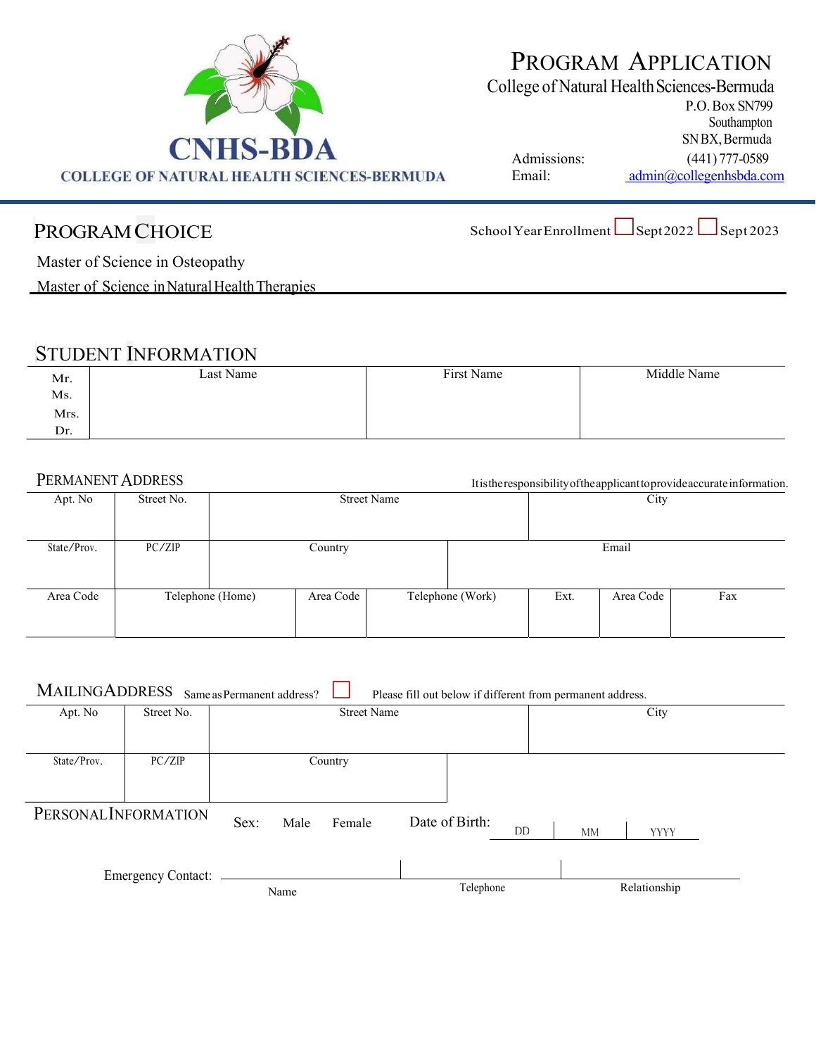CNHS-BDA

COLLEGE OF NATURAL HEALTH SCIENCES-BERMUDA

# PROGRAM APPLICATION

College of Natural Health Sciences-Bermuda
P.O. Box SN799
Southampton
SN BX, Bermuda

Admissions: (441) 777-0589
Email: admin@collegenhsbda.com

## PROGRAM CHOICE

School Year Enrollment ☐ Sept 2022 ☐ Sept 2023

Master of Science in Osteopathy

Master of Science in Natural Health Therapies

## STUDENT INFORMATION

| Mr. Ms. Mrs. Dr. | Last Name | First Name | Middle Name |
|---|---|---|---|
| | | | |

## PERMANENT ADDRESS

It is the responsibility of the applicant to provide accurate information.

| Apt. No | Street No. | Street Name | City |
|---|---|---|---|
| | | | |

| State/Prov. | PC/ZIP | Country | Email |
|---|---|---|---|
| | | | |

| Area Code | Telephone (Home) | Area Code | Telephone (Work) | Ext. | Area Code | Fax |
|---|---|---|---|---|---|---|
| | | | | | | |

## MAILING ADDRESS

Same as Permanent address? ☐ Please fill out below if different from permanent address.

| Apt. No | Street No. | Street Name | City |
|---|---|---|---|
| | | | |

| State/Prov. | PC/ZIP | Country |
|---|---|---|
| | | |

## PERSONAL INFORMATION

Sex: Male Female

Date of Birth: DD | MM | YYYY

Emergency Contact: ______________ | ______________ | ______________

Name | Telephone | Relationship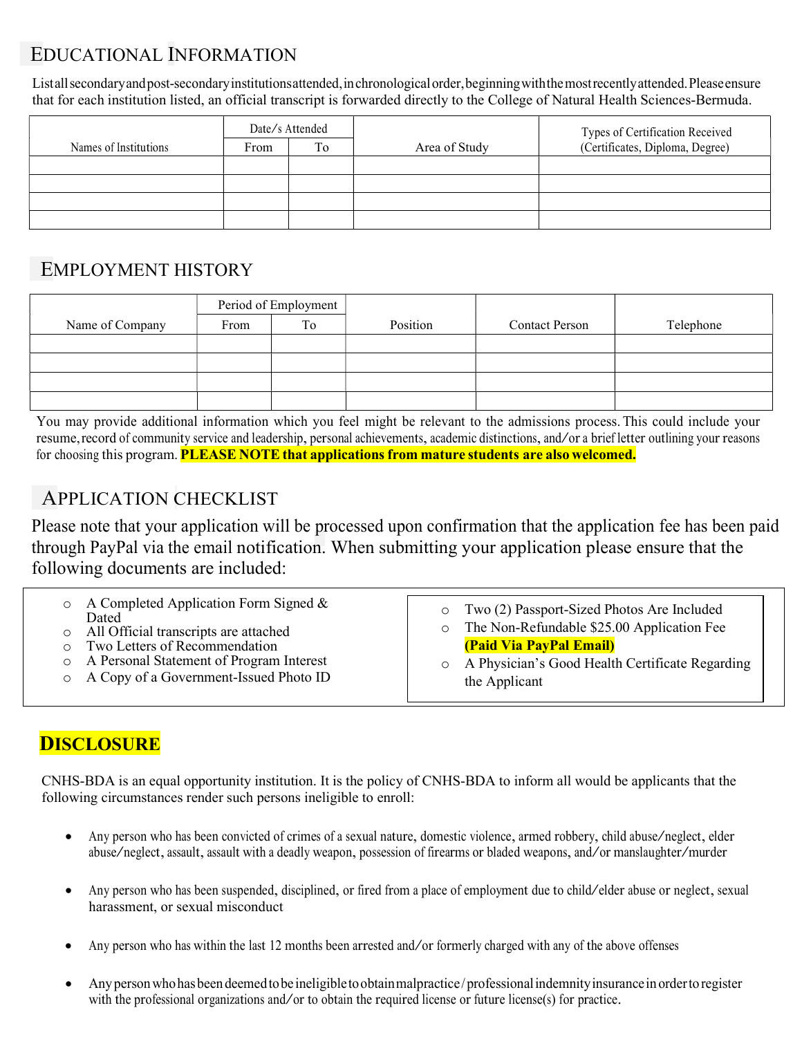## EDUCATIONAL INFORMATION

List all secondary and post-secondary institutions attended, in chronological order, beginning with the most recently attended. Please ensure that for each institution listed, an official transcript is forwarded directly to the College of Natural Health Sciences-Bermuda.

| Names of Institutions | Date/s Attended | | Area of Study | Types of Certification Received (Certificates, Diploma, Degree) |
|---|---|---|---|---|
| | From | To | | |
| | | | | |
| | | | | |
| | | | | |
| | | | | |

## EMPLOYMENT HISTORY

| Name of Company | Period of Employment | | Position | Contact Person | Telephone |
|---|---|---|---|---|---|
| | From | To | | | |
| | | | | | |
| | | | | | |
| | | | | | |
| | | | | | |

You may provide additional information which you feel might be relevant to the admissions process. This could include your resume, record of community service and leadership, personal achievements, academic distinctions, and/or a brief letter outlining your reasons for choosing this program. **PLEASE NOTE that applications from mature students are also welcomed.**

## APPLICATION CHECKLIST

Please note that your application will be processed upon confirmation that the application fee has been paid through PayPal via the email notification. When submitting your application please ensure that the following documents are included:

- A Completed Application Form Signed & Dated
- All Official transcripts are attached
- Two Letters of Recommendation
- A Personal Statement of Program Interest
- A Copy of a Government-Issued Photo ID
- Two (2) Passport-Sized Photos Are Included
- The Non-Refundable $25.00 Application Fee **(Paid Via PayPal Email)**
- A Physician's Good Health Certificate Regarding the Applicant

## DISCLOSURE

CNHS-BDA is an equal opportunity institution. It is the policy of CNHS-BDA to inform all would be applicants that the following circumstances render such persons ineligible to enroll:

- Any person who has been convicted of crimes of a sexual nature, domestic violence, armed robbery, child abuse/neglect, elder abuse/neglect, assault, assault with a deadly weapon, possession of firearms or bladed weapons, and/or manslaughter/murder
- Any person who has been suspended, disciplined, or fired from a place of employment due to child/elder abuse or neglect, sexual harassment, or sexual misconduct
- Any person who has within the last 12 months been arrested and/or formerly charged with any of the above offenses
- Any person who has been deemed to be ineligible to obtain malpractice/professional indemnity insurance in order to register with the professional organizations and/or to obtain the required license or future license(s) for practice.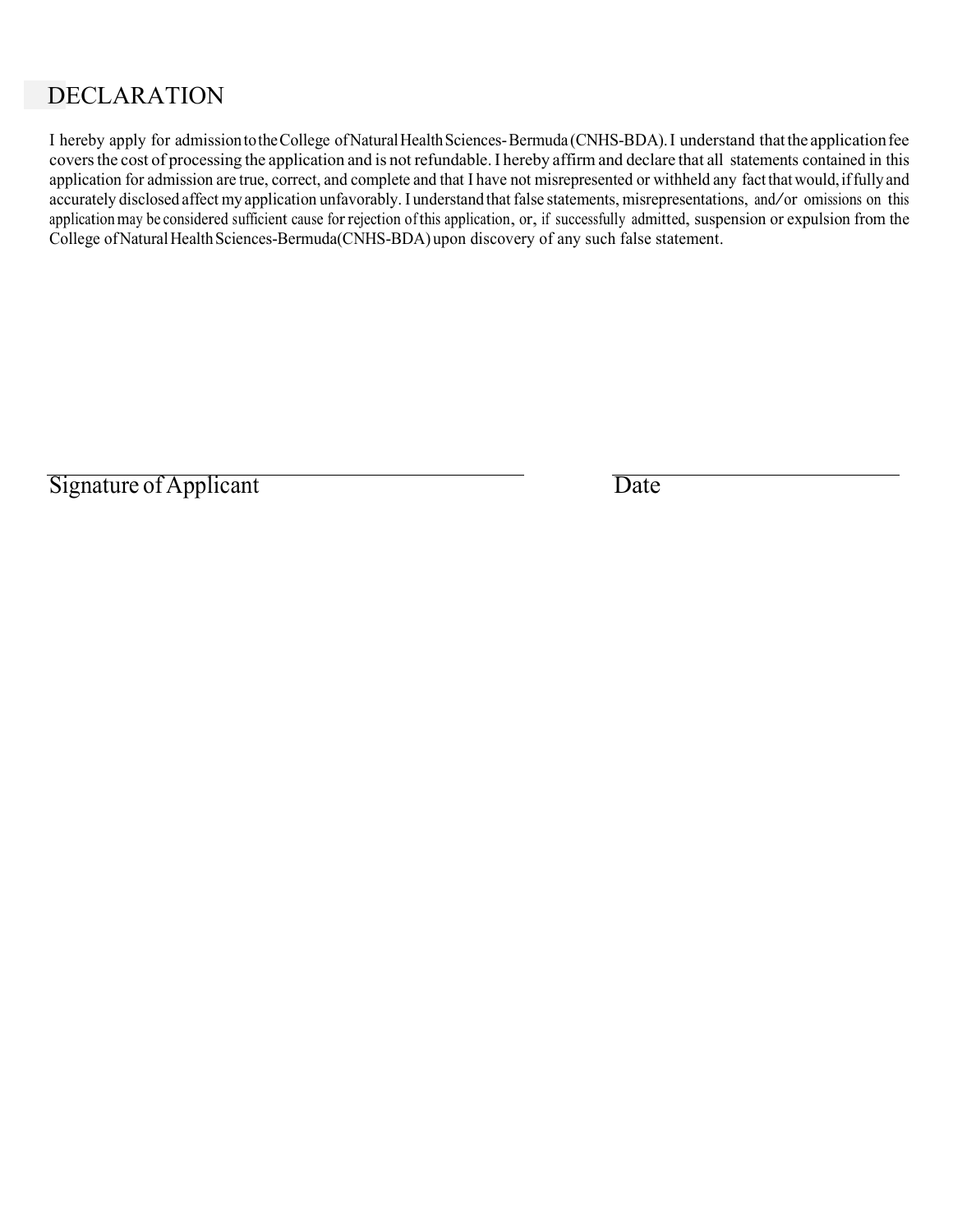# DECLARATION

I hereby apply for admission to the College of Natural Health Sciences- Bermuda (CNHS-BDA). I understand that the application fee covers the cost of processing the application and is not refundable. I hereby affirm and declare that all statements contained in this application for admission are true, correct, and complete and that I have not misrepresented or withheld any fact that would, if fully and accurately disclosed affect my application unfavorably. I understand that false statements, misrepresentations, and/or omissions on this application may be considered sufficient cause for rejection of this application, or, if successfully admitted, suspension or expulsion from the College of Natural Health Sciences-Bermuda(CNHS-BDA) upon discovery of any such false statement.

\_\_\_\_\_\_\_\_\_\_\_\_\_\_\_\_\_\_\_\_\_\_\_\_\_\_\_\_\_\_\_\_\_\_\_\_\_\_\_\_
Signature of Applicant

\_\_\_\_\_\_\_\_\_\_\_\_\_\_\_\_\_\_\_\_\_\_\_\_\_
Date